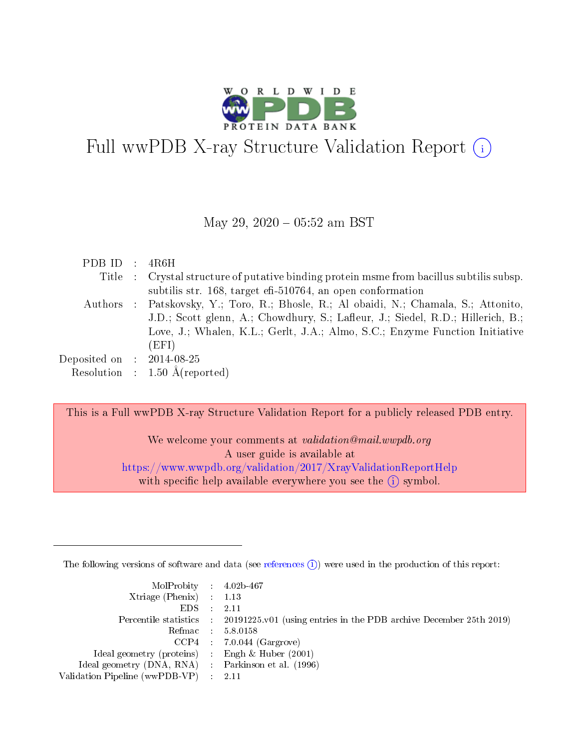# Full wwPDB X-ray Structure Validation Report (i)

May 29, 2020 – 05:52 am BST

| | | |
|---|---|---|
| PDB ID | : | 4R6H |
| Title | : | Crystal structure of putative binding protein msme from bacillus subtilis subsp. subtilis str. 168, target efi-510764, an open conformation |
| Authors | : | Patskovsky, Y.; Toro, R.; Bhosle, R.; Al obaidi, N.; Chamala, S.; Attonito, J.D.; Scott glenn, A.; Chowdhury, S.; Lafleur, J.; Siedel, R.D.; Hillerich, B.; Love, J.; Whalen, K.L.; Gerlt, J.A.; Almo, S.C.; Enzyme Function Initiative (EFI) |
| Deposited on | : | 2014-08-25 |
| Resolution | : | 1.50 Å(reported) |

This is a Full wwPDB X-ray Structure Validation Report for a publicly released PDB entry.

We welcome your comments at *validation@mail.wwpdb.org*
A user guide is available at
https://www.wwpdb.org/validation/2017/XrayValidationReportHelp
with specific help available everywhere you see the (i) symbol.

---

The following versions of software and data (see references (i)) were used in the production of this report:

| | | |
|---|---|---|
| MolProbity | : | 4.02b-467 |
| Xtriage (Phenix) | : | 1.13 |
| EDS | : | 2.11 |
| Percentile statistics | : | 20191225.v01 (using entries in the PDB archive December 25th 2019) |
| Refmac | : | 5.8.0158 |
| CCP4 | : | 7.0.044 (Gargrove) |
| Ideal geometry (proteins) | : | Engh & Huber (2001) |
| Ideal geometry (DNA, RNA) | : | Parkinson et al. (1996) |
| Validation Pipeline (wwPDB-VP) | : | 2.11 |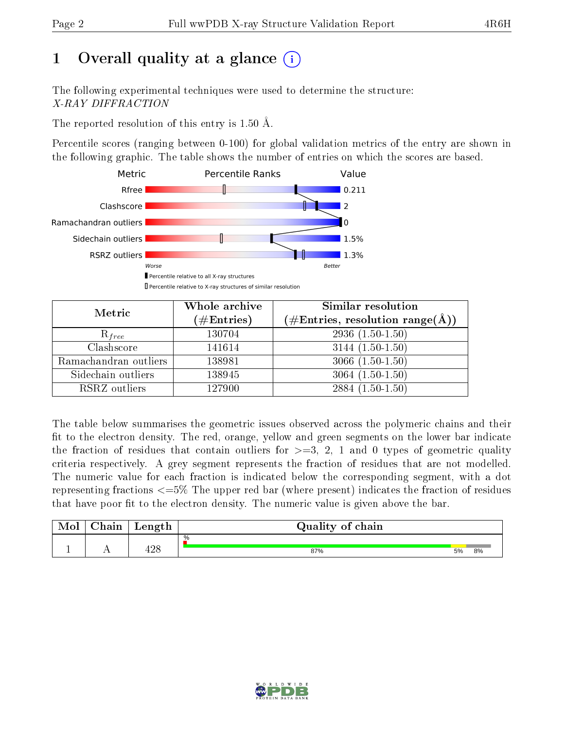# 1 Overall quality at a glance

The following experimental techniques were used to determine the structure:
*X-RAY DIFFRACTION*

The reported resolution of this entry is 1.50 Å.

Percentile scores (ranging between 0-100) for global validation metrics of the entry are shown in the following graphic. The table shows the number of entries on which the scores are based.

| Metric | Value |
|---|---|
| Rfree | 0.211 |
| Clashscore | 2 |
| Ramachandran outliers | 0 |
| Sidechain outliers | 1.5% |
| RSRZ outliers | 1.3% |

Worse — Better

Percentile relative to all X-ray structures
Percentile relative to X-ray structures of similar resolution

| Metric | Whole archive (#Entries) | Similar resolution (#Entries, resolution range(Å)) |
|---|---|---|
| $R_{free}$ | 130704 | 2936 (1.50-1.50) |
| Clashscore | 141614 | 3144 (1.50-1.50) |
| Ramachandran outliers | 138981 | 3066 (1.50-1.50) |
| Sidechain outliers | 138945 | 3064 (1.50-1.50) |
| RSRZ outliers | 127900 | 2884 (1.50-1.50) |

The table below summarises the geometric issues observed across the polymeric chains and their fit to the electron density. The red, orange, yellow and green segments on the lower bar indicate the fraction of residues that contain outliers for >=3, 2, 1 and 0 types of geometric quality criteria respectively. A grey segment represents the fraction of residues that are not modelled. The numeric value for each fraction is indicated below the corresponding segment, with a dot representing fractions <=5% The upper red bar (where present) indicates the fraction of residues that have poor fit to the electron density. The numeric value is given above the bar.

| Mol | Chain | Length | Quality of chain |
|---|---|---|---|
| 1 | A | 428 | % / 87% / 5% / 8% |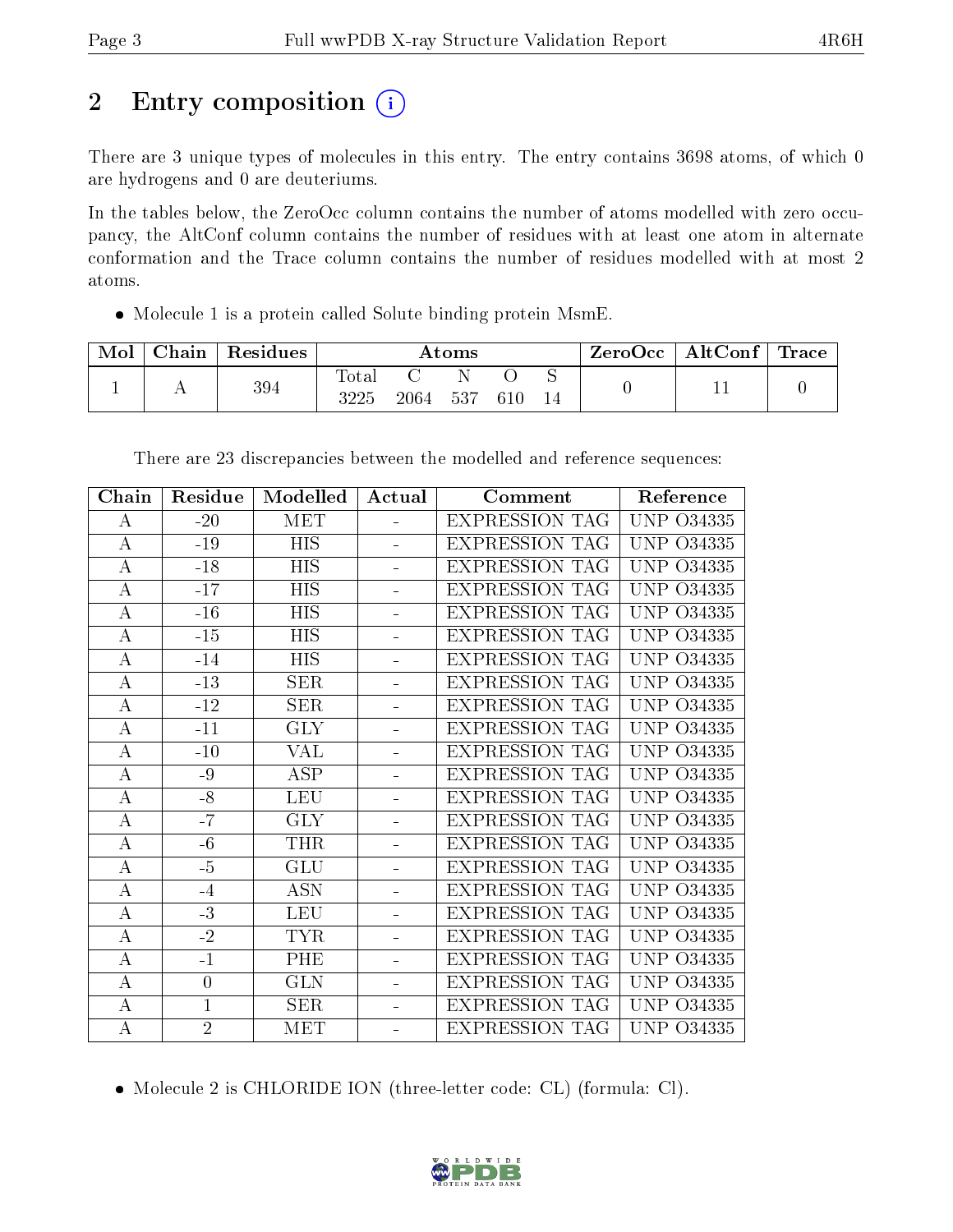# 2 Entry composition

There are 3 unique types of molecules in this entry. The entry contains 3698 atoms, of which 0 are hydrogens and 0 are deuteriums.

In the tables below, the ZeroOcc column contains the number of atoms modelled with zero occupancy, the AltConf column contains the number of residues with at least one atom in alternate conformation and the Trace column contains the number of residues modelled with at most 2 atoms.

- Molecule 1 is a protein called Solute binding protein MsmE.

| Mol | Chain | Residues | Atoms | | | | | ZeroOcc | AltConf | Trace |
|---|---|---|---|---|---|---|---|---|---|---|
| 1 | A | 394 | Total | C | N | O | S | 0 | 11 | 0 |
| | | | 3225 | 2064 | 537 | 610 | 14 | | | |

There are 23 discrepancies between the modelled and reference sequences:

| Chain | Residue | Modelled | Actual | Comment | Reference |
|---|---|---|---|---|---|
| A | -20 | MET | - | EXPRESSION TAG | UNP O34335 |
| A | -19 | HIS | - | EXPRESSION TAG | UNP O34335 |
| A | -18 | HIS | - | EXPRESSION TAG | UNP O34335 |
| A | -17 | HIS | - | EXPRESSION TAG | UNP O34335 |
| A | -16 | HIS | - | EXPRESSION TAG | UNP O34335 |
| A | -15 | HIS | - | EXPRESSION TAG | UNP O34335 |
| A | -14 | HIS | - | EXPRESSION TAG | UNP O34335 |
| A | -13 | SER | - | EXPRESSION TAG | UNP O34335 |
| A | -12 | SER | - | EXPRESSION TAG | UNP O34335 |
| A | -11 | GLY | - | EXPRESSION TAG | UNP O34335 |
| A | -10 | VAL | - | EXPRESSION TAG | UNP O34335 |
| A | -9 | ASP | - | EXPRESSION TAG | UNP O34335 |
| A | -8 | LEU | - | EXPRESSION TAG | UNP O34335 |
| A | -7 | GLY | - | EXPRESSION TAG | UNP O34335 |
| A | -6 | THR | - | EXPRESSION TAG | UNP O34335 |
| A | -5 | GLU | - | EXPRESSION TAG | UNP O34335 |
| A | -4 | ASN | - | EXPRESSION TAG | UNP O34335 |
| A | -3 | LEU | - | EXPRESSION TAG | UNP O34335 |
| A | -2 | TYR | - | EXPRESSION TAG | UNP O34335 |
| A | -1 | PHE | - | EXPRESSION TAG | UNP O34335 |
| A | 0 | GLN | - | EXPRESSION TAG | UNP O34335 |
| A | 1 | SER | - | EXPRESSION TAG | UNP O34335 |
| A | 2 | MET | - | EXPRESSION TAG | UNP O34335 |

- Molecule 2 is CHLORIDE ION (three-letter code: CL) (formula: Cl).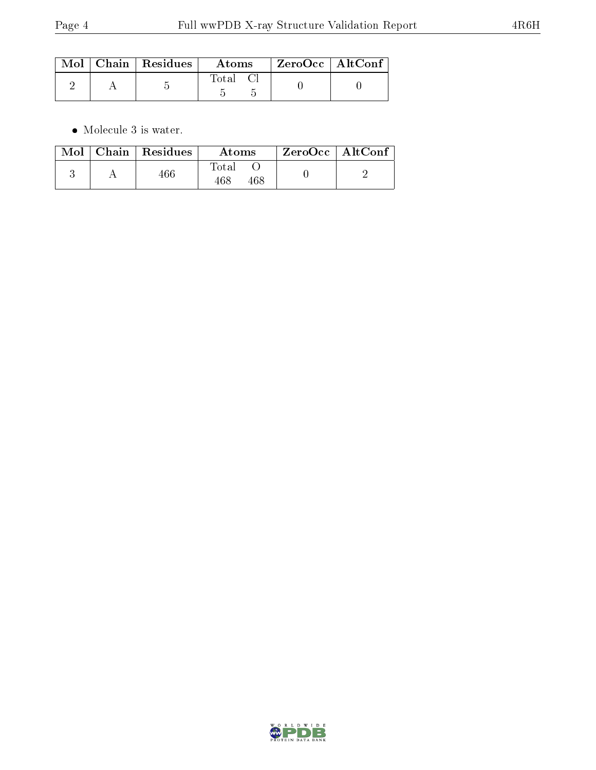| Mol | Chain | Residues | Atoms | | ZeroOcc | AltConf |
|---|---|---|---|---|---|---|
| | | | Total | Cl | | |
| 2 | A | 5 | 5 | 5 | 0 | 0 |

- Molecule 3 is water.

| Mol | Chain | Residues | Atoms | | ZeroOcc | AltConf |
|---|---|---|---|---|---|---|
| | | | Total | O | | |
| 3 | A | 466 | 468 | 468 | 0 | 2 |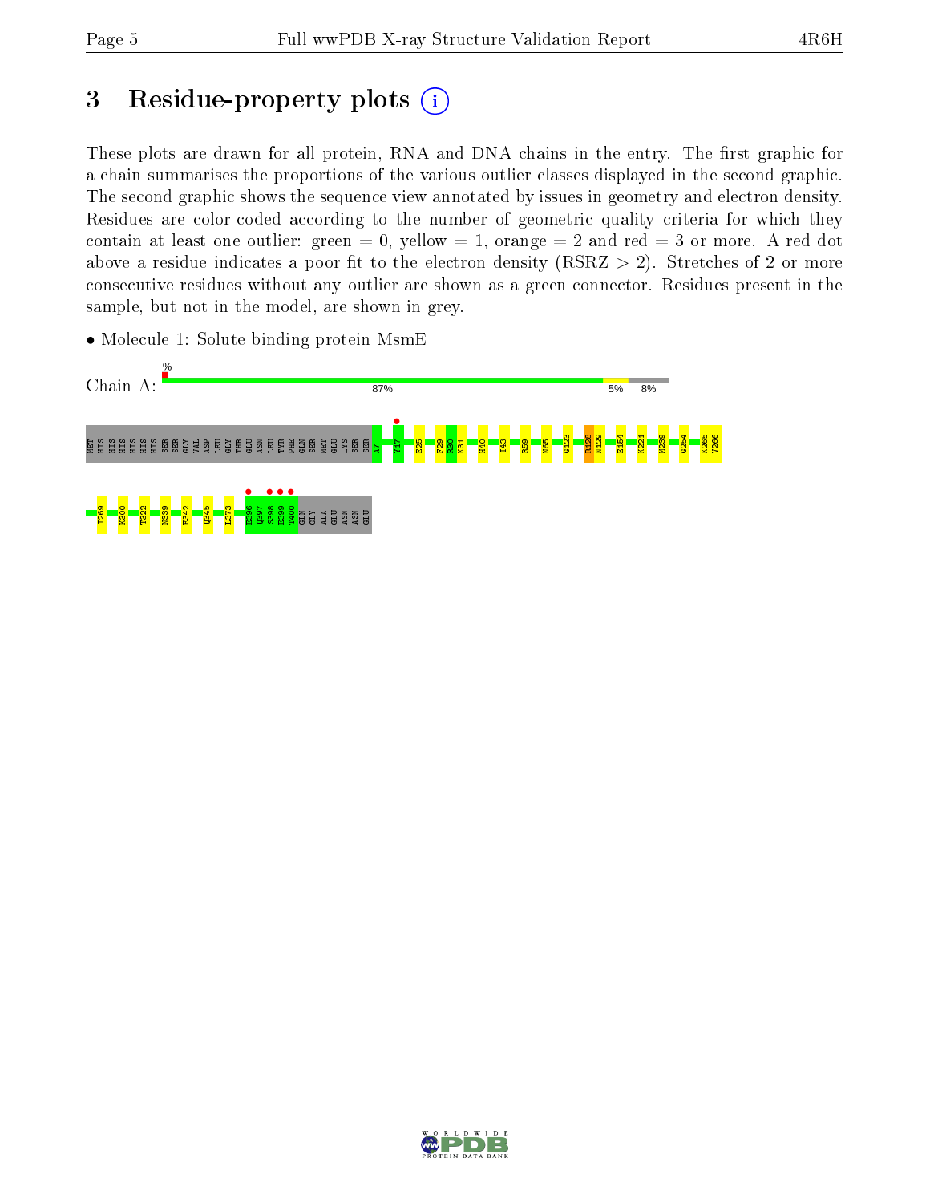# 3 Residue-property plots

These plots are drawn for all protein, RNA and DNA chains in the entry. The first graphic for a chain summarises the proportions of the various outlier classes displayed in the second graphic. The second graphic shows the sequence view annotated by issues in geometry and electron density. Residues are color-coded according to the number of geometric quality criteria for which they contain at least one outlier: green = 0, yellow = 1, orange = 2 and red = 3 or more. A red dot above a residue indicates a poor fit to the electron density (RSRZ > 2). Stretches of 2 or more consecutive residues without any outlier are shown as a green connector. Residues present in the sample, but not in the model, are shown in grey.

- Molecule 1: Solute binding protein MsmE

Chain A: % 87% 5% 8%

MET HIS HIS HIS HIS HIS HIS SER SER GLY VAL ASP LEU GLY THR GLU ASN LEU TYR PHE GLN SER MET GLU LYS SER SER A7 Y17 E25 F29 R30 K31 H40 I43 R59 N65 G123 R128 N129 E154 K221 M239 G254 K265 V266 I269 K300 T322 N339 E342 Q345 L373 K396 Q397 S398 K399 T400 GLN GLY ALA GLU ASN ASN GLU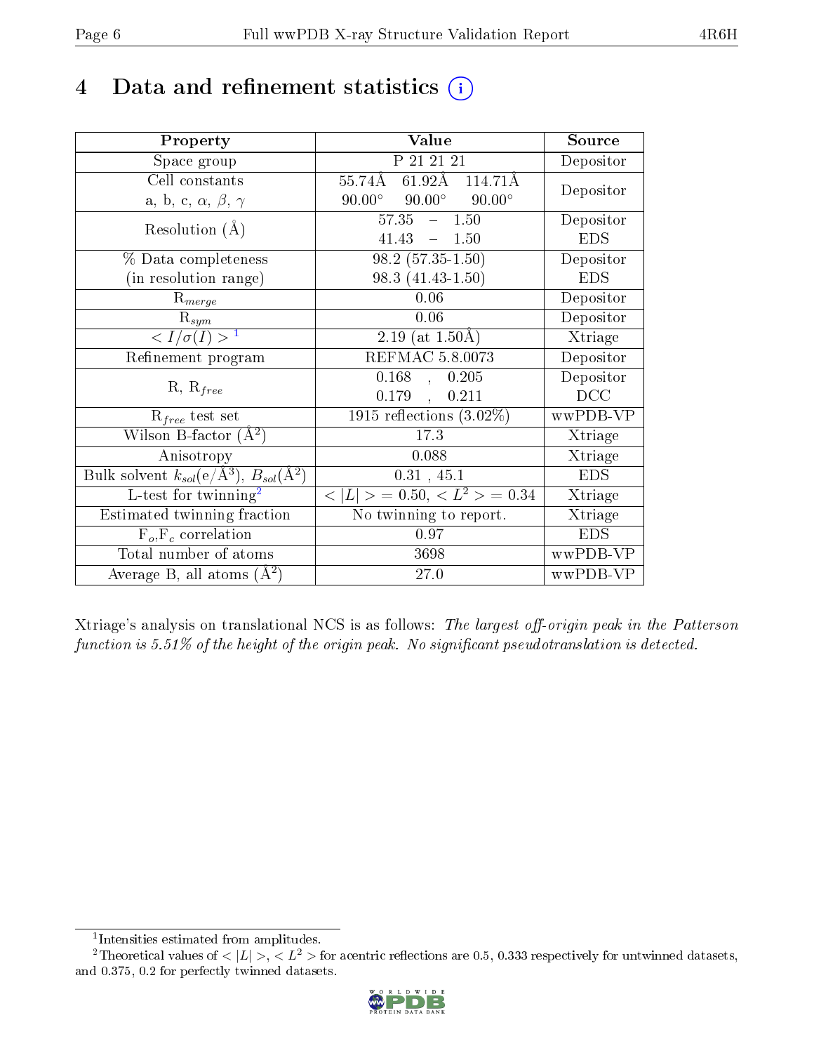# 4 Data and refinement statistics

| Property | Value | Source |
|---|---|---|
| Space group | P 21 21 21 | Depositor |
| Cell constants<br>a, b, c, $\alpha$, $\beta$, $\gamma$ | 55.74Å 61.92Å 114.71Å<br>90.00° 90.00° 90.00° | Depositor |
| Resolution (Å) | 57.35 – 1.50<br>41.43 – 1.50 | Depositor<br>EDS |
| % Data completeness<br>(in resolution range) | 98.2 (57.35-1.50)<br>98.3 (41.43-1.50) | Depositor<br>EDS |
| $R_{merge}$ | 0.06 | Depositor |
| $R_{sym}$ | 0.06 | Depositor |
| $< I/\sigma(I) >$ [1] | 2.19 (at 1.50Å) | Xtriage |
| Refinement program | REFMAC 5.8.0073 | Depositor |
| R, $R_{free}$ | 0.168 , 0.205<br>0.179 , 0.211 | Depositor<br>DCC |
| $R_{free}$ test set | 1915 reflections (3.02%) | wwPDB-VP |
| Wilson B-factor (Å$^2$) | 17.3 | Xtriage |
| Anisotropy | 0.088 | Xtriage |
| Bulk solvent $k_{sol}$(e/Å$^3$), $B_{sol}$(Å$^2$) | 0.31 , 45.1 | EDS |
| L-test for twinning[2] | $< \|L\| >$ = 0.50, $< L^2 >$ = 0.34 | Xtriage |
| Estimated twinning fraction | No twinning to report. | Xtriage |
| $F_o$,$F_c$ correlation | 0.97 | EDS |
| Total number of atoms | 3698 | wwPDB-VP |
| Average B, all atoms (Å$^2$) | 27.0 | wwPDB-VP |

Xtriage's analysis on translational NCS is as follows: *The largest off-origin peak in the Patterson function is 5.51% of the height of the origin peak. No significant pseudotranslation is detected.*

[1] Intensities estimated from amplitudes.

[2] Theoretical values of $< |L| >$, $< L^2 >$ for acentric reflections are 0.5, 0.333 respectively for untwinned datasets, and 0.375, 0.2 for perfectly twinned datasets.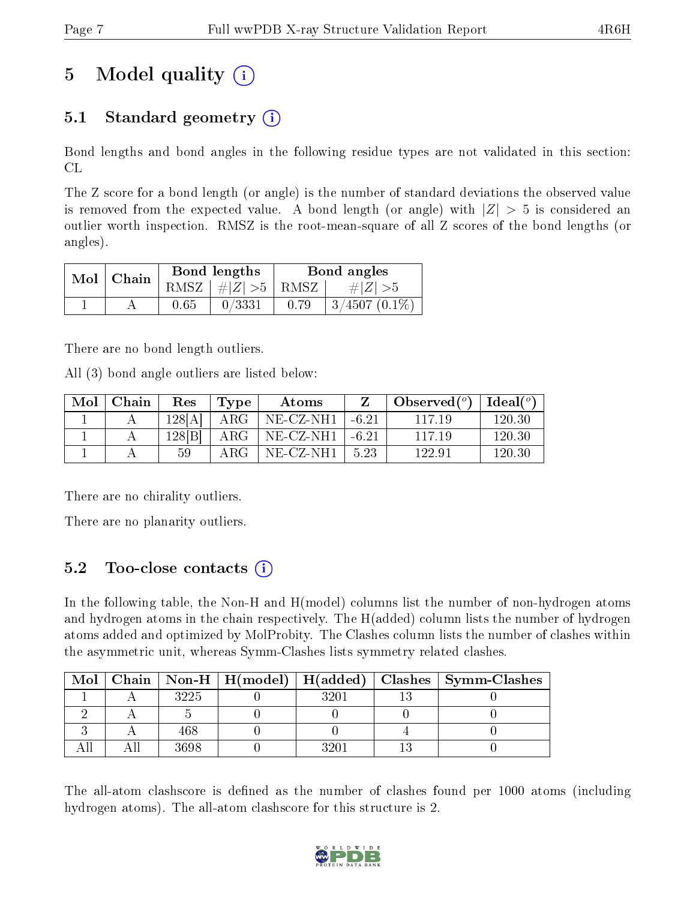# 5 Model quality (i)

## 5.1 Standard geometry (i)

Bond lengths and bond angles in the following residue types are not validated in this section: CL

The Z score for a bond length (or angle) is the number of standard deviations the observed value is removed from the expected value. A bond length (or angle) with $|Z| > 5$ is considered an outlier worth inspection. RMSZ is the root-mean-square of all Z scores of the bond lengths (or angles).

| Mol | Chain | Bond lengths | | Bond angles | |
|---|---|---|---|---|---|
| | | RMSZ | #\|Z\| >5 | RMSZ | #\|Z\| >5 |
| 1 | A | 0.65 | 0/3331 | 0.79 | 3/4507 (0.1%) |

There are no bond length outliers.

All (3) bond angle outliers are listed below:

| Mol | Chain | Res | Type | Atoms | Z | Observed(°) | Ideal(°) |
|---|---|---|---|---|---|---|---|
| 1 | A | 128[A] | ARG | NE-CZ-NH1 | -6.21 | 117.19 | 120.30 |
| 1 | A | 128[B] | ARG | NE-CZ-NH1 | -6.21 | 117.19 | 120.30 |
| 1 | A | 59 | ARG | NE-CZ-NH1 | 5.23 | 122.91 | 120.30 |

There are no chirality outliers.

There are no planarity outliers.

## 5.2 Too-close contacts (i)

In the following table, the Non-H and H(model) columns list the number of non-hydrogen atoms and hydrogen atoms in the chain respectively. The H(added) column lists the number of hydrogen atoms added and optimized by MolProbity. The Clashes column lists the number of clashes within the asymmetric unit, whereas Symm-Clashes lists symmetry related clashes.

| Mol | Chain | Non-H | H(model) | H(added) | Clashes | Symm-Clashes |
|---|---|---|---|---|---|---|
| 1 | A | 3225 | 0 | 3201 | 13 | 0 |
| 2 | A | 5 | 0 | 0 | 0 | 0 |
| 3 | A | 468 | 0 | 0 | 4 | 0 |
| All | All | 3698 | 0 | 3201 | 13 | 0 |

The all-atom clashscore is defined as the number of clashes found per 1000 atoms (including hydrogen atoms). The all-atom clashscore for this structure is 2.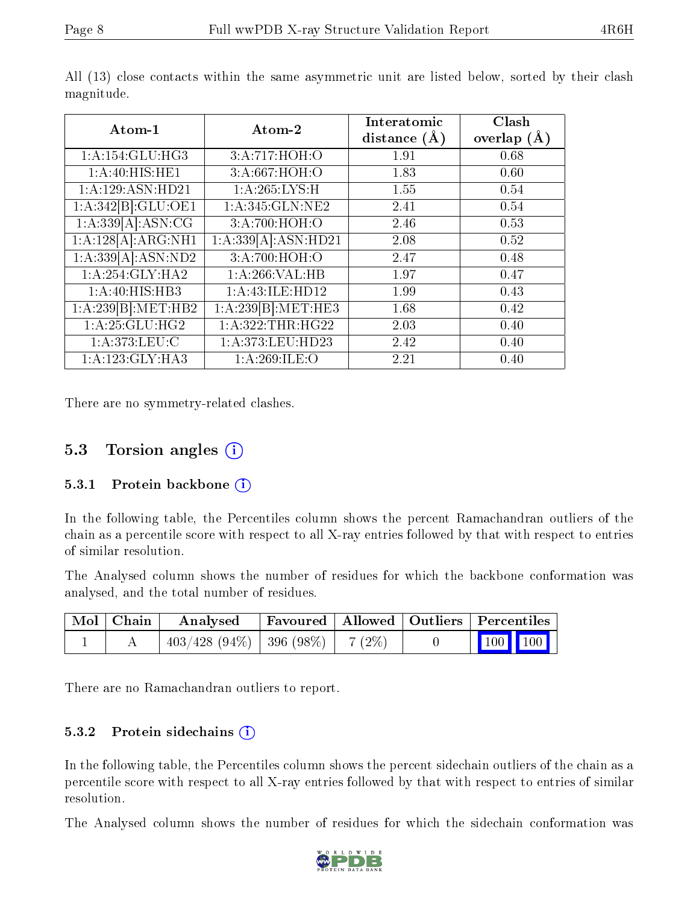All (13) close contacts within the same asymmetric unit are listed below, sorted by their clash magnitude.

| Atom-1 | Atom-2 | Interatomic distance (Å) | Clash overlap (Å) |
|---|---|---|---|
| 1:A:154:GLU:HG3 | 3:A:717:HOH:O | 1.91 | 0.68 |
| 1:A:40:HIS:HE1 | 3:A:667:HOH:O | 1.83 | 0.60 |
| 1:A:129:ASN:HD21 | 1:A:265:LYS:H | 1.55 | 0.54 |
| 1:A:342[B]:GLU:OE1 | 1:A:345:GLN:NE2 | 2.41 | 0.54 |
| 1:A:339[A]:ASN:CG | 3:A:700:HOH:O | 2.46 | 0.53 |
| 1:A:128[A]:ARG:NH1 | 1:A:339[A]:ASN:HD21 | 2.08 | 0.52 |
| 1:A:339[A]:ASN:ND2 | 3:A:700:HOH:O | 2.47 | 0.48 |
| 1:A:254:GLY:HA2 | 1:A:266:VAL:HB | 1.97 | 0.47 |
| 1:A:40:HIS:HB3 | 1:A:43:ILE:HD12 | 1.99 | 0.43 |
| 1:A:239[B]:MET:HB2 | 1:A:239[B]:MET:HE3 | 1.68 | 0.42 |
| 1:A:25:GLU:HG2 | 1:A:322:THR:HG22 | 2.03 | 0.40 |
| 1:A:373:LEU:C | 1:A:373:LEU:HD23 | 2.42 | 0.40 |
| 1:A:123:GLY:HA3 | 1:A:269:ILE:O | 2.21 | 0.40 |

There are no symmetry-related clashes.

## 5.3 Torsion angles

### 5.3.1 Protein backbone

In the following table, the Percentiles column shows the percent Ramachandran outliers of the chain as a percentile score with respect to all X-ray entries followed by that with respect to entries of similar resolution.

The Analysed column shows the number of residues for which the backbone conformation was analysed, and the total number of residues.

| Mol | Chain | Analysed | Favoured | Allowed | Outliers | Percentiles |
|---|---|---|---|---|---|---|
| 1 | A | 403/428 (94%) | 396 (98%) | 7 (2%) | 0 | 100 100 |

There are no Ramachandran outliers to report.

### 5.3.2 Protein sidechains

In the following table, the Percentiles column shows the percent sidechain outliers of the chain as a percentile score with respect to all X-ray entries followed by that with respect to entries of similar resolution.

The Analysed column shows the number of residues for which the sidechain conformation was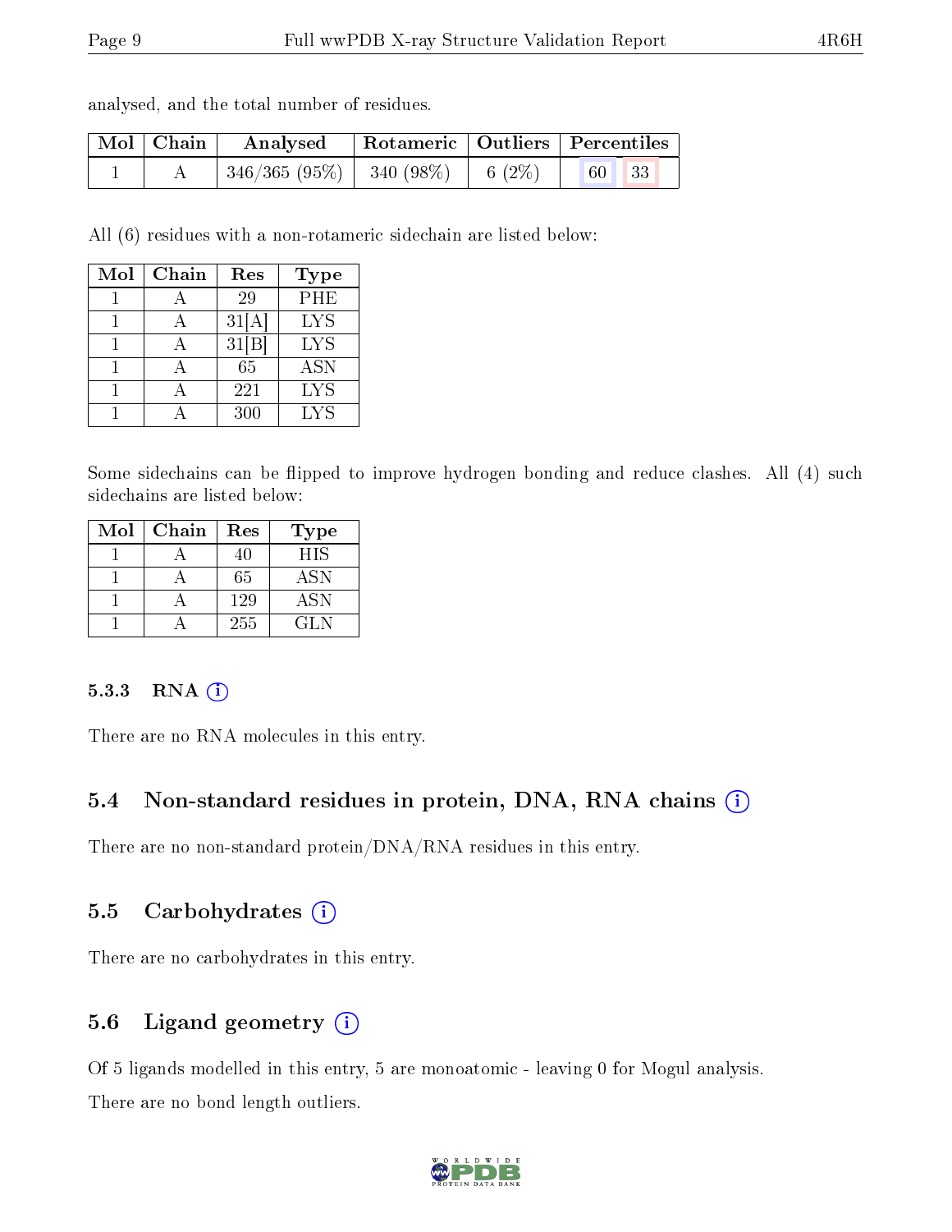analysed, and the total number of residues.

| Mol | Chain | Analysed | Rotameric | Outliers | Percentiles | |
|---|---|---|---|---|---|---|
| 1 | A | 346/365 (95%) | 340 (98%) | 6 (2%) | 60 | 33 |

All (6) residues with a non-rotameric sidechain are listed below:

| Mol | Chain | Res | Type |
|---|---|---|---|
| 1 | A | 29 | PHE |
| 1 | A | 31[A] | LYS |
| 1 | A | 31[B] | LYS |
| 1 | A | 65 | ASN |
| 1 | A | 221 | LYS |
| 1 | A | 300 | LYS |

Some sidechains can be flipped to improve hydrogen bonding and reduce clashes. All (4) such sidechains are listed below:

| Mol | Chain | Res | Type |
|---|---|---|---|
| 1 | A | 40 | HIS |
| 1 | A | 65 | ASN |
| 1 | A | 129 | ASN |
| 1 | A | 255 | GLN |

#### 5.3.3 RNA

There are no RNA molecules in this entry.

### 5.4 Non-standard residues in protein, DNA, RNA chains

There are no non-standard protein/DNA/RNA residues in this entry.

### 5.5 Carbohydrates

There are no carbohydrates in this entry.

### 5.6 Ligand geometry

Of 5 ligands modelled in this entry, 5 are monoatomic - leaving 0 for Mogul analysis.

There are no bond length outliers.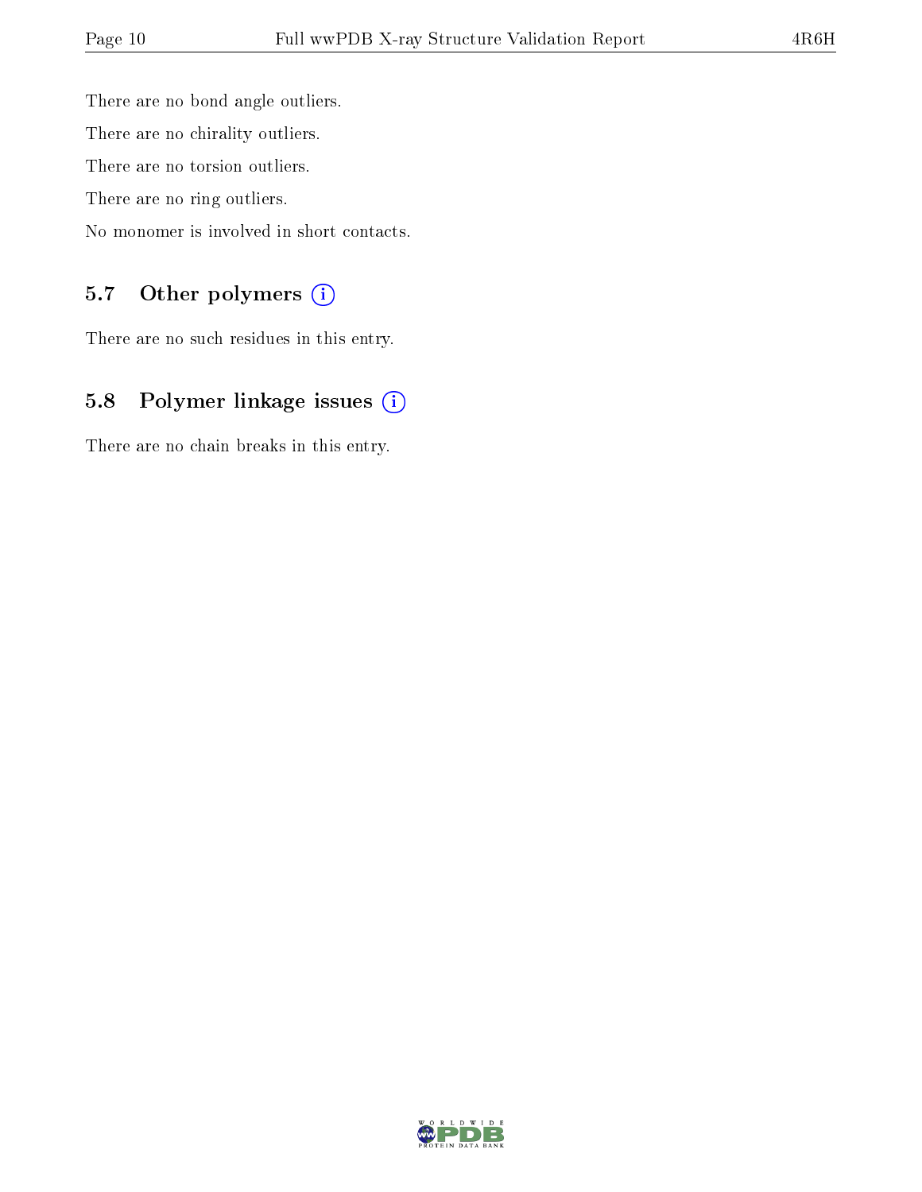There are no bond angle outliers.

There are no chirality outliers.

There are no torsion outliers.

There are no ring outliers.

No monomer is involved in short contacts.

### 5.7 Other polymers (i)

There are no such residues in this entry.

### 5.8 Polymer linkage issues (i)

There are no chain breaks in this entry.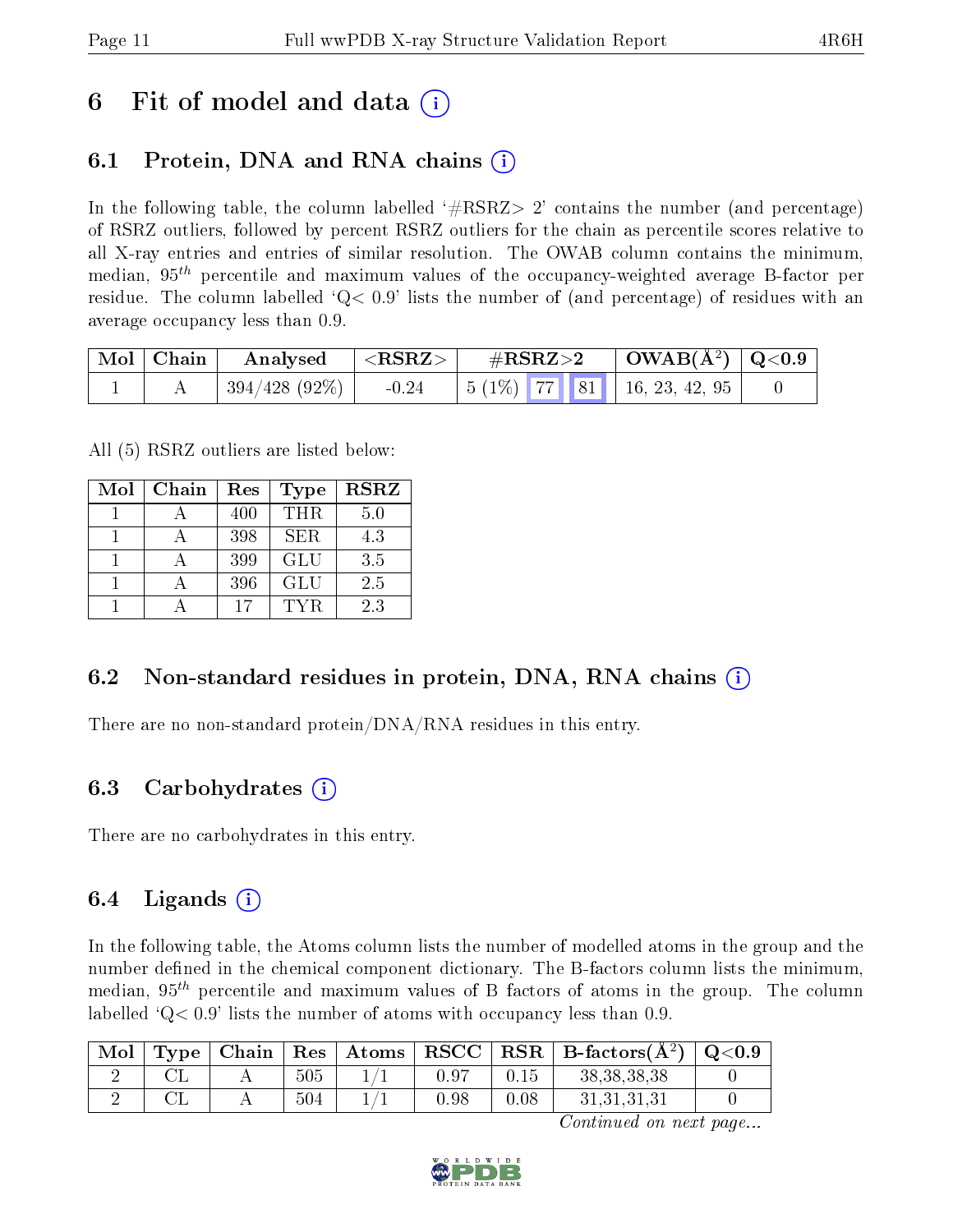# 6 Fit of model and data (i)

## 6.1 Protein, DNA and RNA chains (i)

In the following table, the column labelled '#RSRZ> 2' contains the number (and percentage) of RSRZ outliers, followed by percent RSRZ outliers for the chain as percentile scores relative to all X-ray entries and entries of similar resolution. The OWAB column contains the minimum, median, $95^{th}$ percentile and maximum values of the occupancy-weighted average B-factor per residue. The column labelled 'Q< 0.9' lists the number of (and percentage) of residues with an average occupancy less than 0.9.

| Mol | Chain | Analysed | <RSRZ> | #RSRZ>2 | | | OWAB(Å$^2$) | Q<0.9 |
|---|---|---|---|---|---|---|---|---|
| 1 | A | 394/428 (92%) | -0.24 | 5 (1%) | 77 | 81 | 16, 23, 42, 95 | 0 |

All (5) RSRZ outliers are listed below:

| Mol | Chain | Res | Type | RSRZ |
|---|---|---|---|---|
| 1 | A | 400 | THR | 5.0 |
| 1 | A | 398 | SER | 4.3 |
| 1 | A | 399 | GLU | 3.5 |
| 1 | A | 396 | GLU | 2.5 |
| 1 | A | 17 | TYR | 2.3 |

## 6.2 Non-standard residues in protein, DNA, RNA chains (i)

There are no non-standard protein/DNA/RNA residues in this entry.

## 6.3 Carbohydrates (i)

There are no carbohydrates in this entry.

## 6.4 Ligands (i)

In the following table, the Atoms column lists the number of modelled atoms in the group and the number defined in the chemical component dictionary. The B-factors column lists the minimum, median, $95^{th}$ percentile and maximum values of B factors of atoms in the group. The column labelled 'Q< 0.9' lists the number of atoms with occupancy less than 0.9.

| Mol | Type | Chain | Res | Atoms | RSCC | RSR | B-factors(Å$^2$) | Q<0.9 |
|---|---|---|---|---|---|---|---|---|
| 2 | CL | A | 505 | 1/1 | 0.97 | 0.15 | 38,38,38,38 | 0 |
| 2 | CL | A | 504 | 1/1 | 0.98 | 0.08 | 31,31,31,31 | 0 |

*Continued on next page...*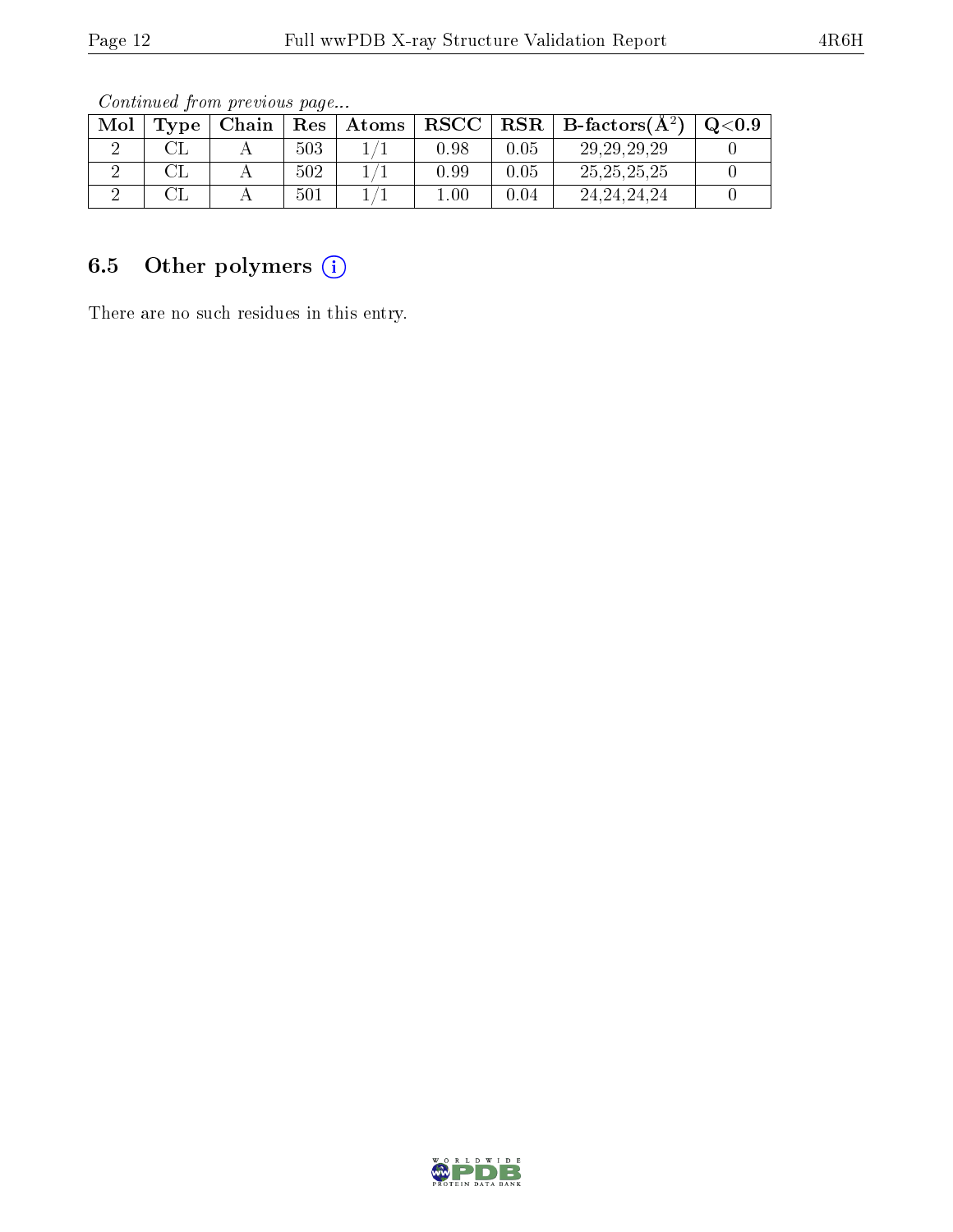*Continued from previous page...*

| Mol | Type | Chain | Res | Atoms | RSCC | RSR | B-factors($Å^2$) | Q<0.9 |
|---|---|---|---|---|---|---|---|---|
| 2 | CL | A | 503 | 1/1 | 0.98 | 0.05 | 29,29,29,29 | 0 |
| 2 | CL | A | 502 | 1/1 | 0.99 | 0.05 | 25,25,25,25 | 0 |
| 2 | CL | A | 501 | 1/1 | 1.00 | 0.04 | 24,24,24,24 | 0 |

### 6.5 Other polymers (i)

There are no such residues in this entry.